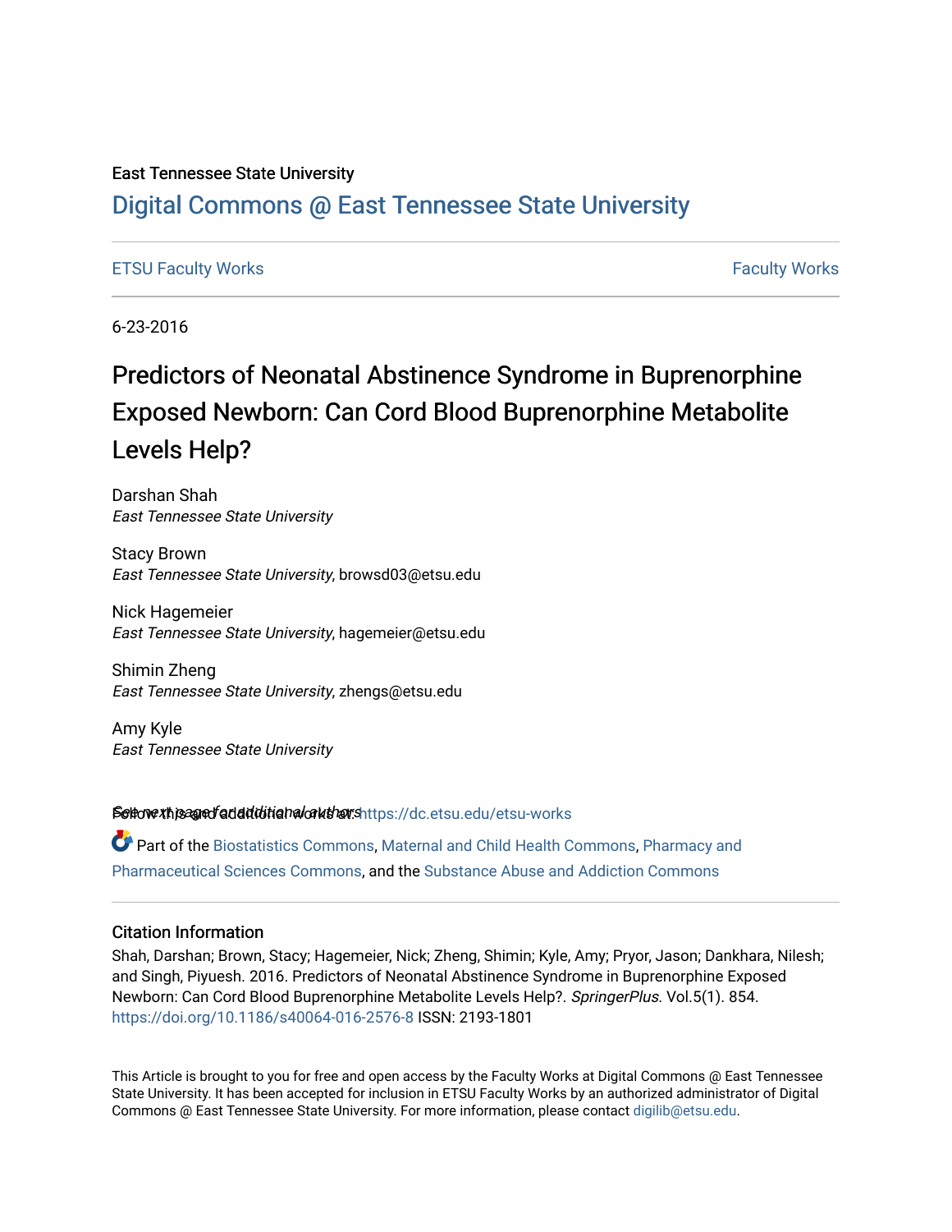East Tennessee State University

# Digital Commons @ East Tennessee State University

ETSU Faculty Works | Faculty Works

6-23-2016

# Predictors of Neonatal Abstinence Syndrome in Buprenorphine Exposed Newborn: Can Cord Blood Buprenorphine Metabolite Levels Help?

Darshan Shah
*East Tennessee State University*

Stacy Brown
*East Tennessee State University*, browsd03@etsu.edu

Nick Hagemeier
*East Tennessee State University*, hagemeier@etsu.edu

Shimin Zheng
*East Tennessee State University*, zhengs@etsu.edu

Amy Kyle
*East Tennessee State University*

See next page for additional authors

Follow this and additional works at: https://dc.etsu.edu/etsu-works

Part of the Biostatistics Commons, Maternal and Child Health Commons, Pharmacy and Pharmaceutical Sciences Commons, and the Substance Abuse and Addiction Commons

## Citation Information

Shah, Darshan; Brown, Stacy; Hagemeier, Nick; Zheng, Shimin; Kyle, Amy; Pryor, Jason; Dankhara, Nilesh; and Singh, Piyuesh. 2016. Predictors of Neonatal Abstinence Syndrome in Buprenorphine Exposed Newborn: Can Cord Blood Buprenorphine Metabolite Levels Help?. *SpringerPlus*. Vol.5(1). 854. https://doi.org/10.1186/s40064-016-2576-8 ISSN: 2193-1801

This Article is brought to you for free and open access by the Faculty Works at Digital Commons @ East Tennessee State University. It has been accepted for inclusion in ETSU Faculty Works by an authorized administrator of Digital Commons @ East Tennessee State University. For more information, please contact digilib@etsu.edu.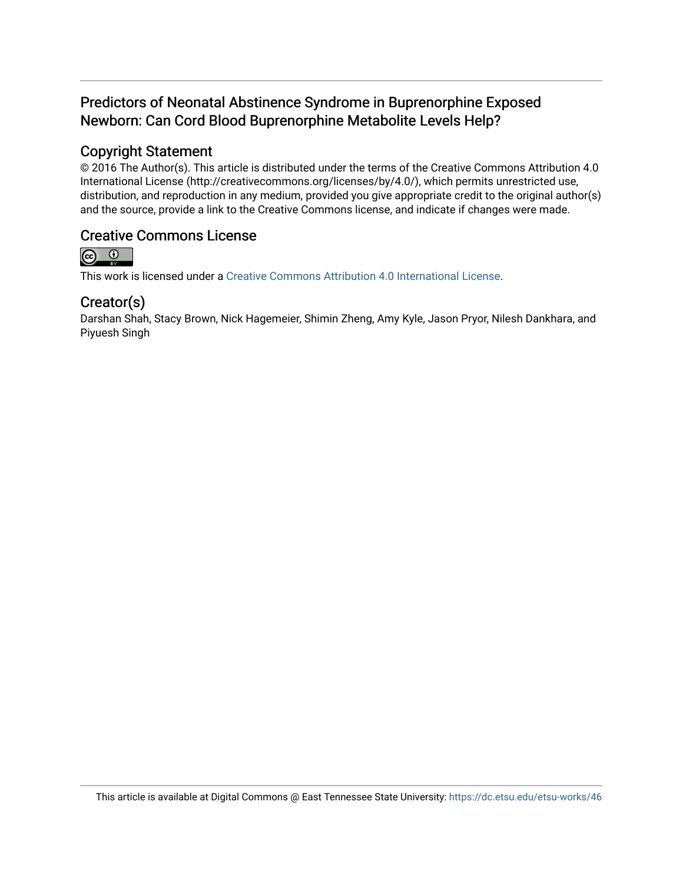# Predictors of Neonatal Abstinence Syndrome in Buprenorphine Exposed Newborn: Can Cord Blood Buprenorphine Metabolite Levels Help?

## Copyright Statement

© 2016 The Author(s). This article is distributed under the terms of the Creative Commons Attribution 4.0 International License (http://creativecommons.org/licenses/by/4.0/), which permits unrestricted use, distribution, and reproduction in any medium, provided you give appropriate credit to the original author(s) and the source, provide a link to the Creative Commons license, and indicate if changes were made.

## Creative Commons License

This work is licensed under a Creative Commons Attribution 4.0 International License.

## Creator(s)

Darshan Shah, Stacy Brown, Nick Hagemeier, Shimin Zheng, Amy Kyle, Jason Pryor, Nilesh Dankhara, and Piyuesh Singh

This article is available at Digital Commons @ East Tennessee State University: https://dc.etsu.edu/etsu-works/46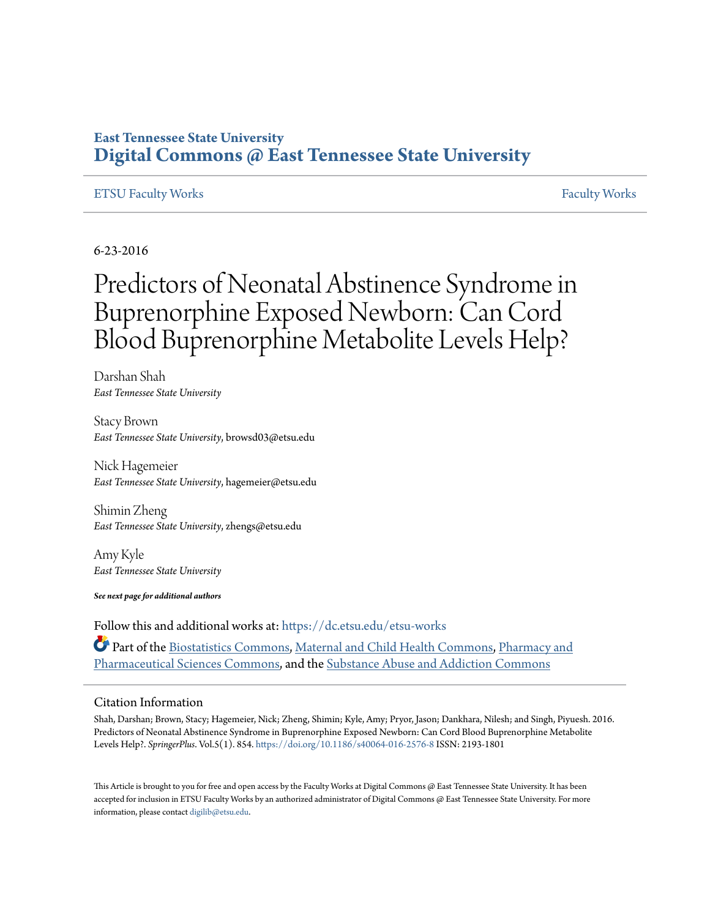East Tennessee State University
# Digital Commons @ East Tennessee State University

ETSU Faculty Works — Faculty Works

6-23-2016

# Predictors of Neonatal Abstinence Syndrome in Buprenorphine Exposed Newborn: Can Cord Blood Buprenorphine Metabolite Levels Help?

Darshan Shah
*East Tennessee State University*

Stacy Brown
*East Tennessee State University*, browsd03@etsu.edu

Nick Hagemeier
*East Tennessee State University*, hagemeier@etsu.edu

Shimin Zheng
*East Tennessee State University*, zhengs@etsu.edu

Amy Kyle
*East Tennessee State University*

***See next page for additional authors***

Follow this and additional works at: https://dc.etsu.edu/etsu-works

Part of the Biostatistics Commons, Maternal and Child Health Commons, Pharmacy and Pharmaceutical Sciences Commons, and the Substance Abuse and Addiction Commons

## Citation Information

Shah, Darshan; Brown, Stacy; Hagemeier, Nick; Zheng, Shimin; Kyle, Amy; Pryor, Jason; Dankhara, Nilesh; and Singh, Piyuesh. 2016. Predictors of Neonatal Abstinence Syndrome in Buprenorphine Exposed Newborn: Can Cord Blood Buprenorphine Metabolite Levels Help?. *SpringerPlus*. Vol.5(1). 854. https://doi.org/10.1186/s40064-016-2576-8 ISSN: 2193-1801

This Article is brought to you for free and open access by the Faculty Works at Digital Commons @ East Tennessee State University. It has been accepted for inclusion in ETSU Faculty Works by an authorized administrator of Digital Commons @ East Tennessee State University. For more information, please contact digilib@etsu.edu.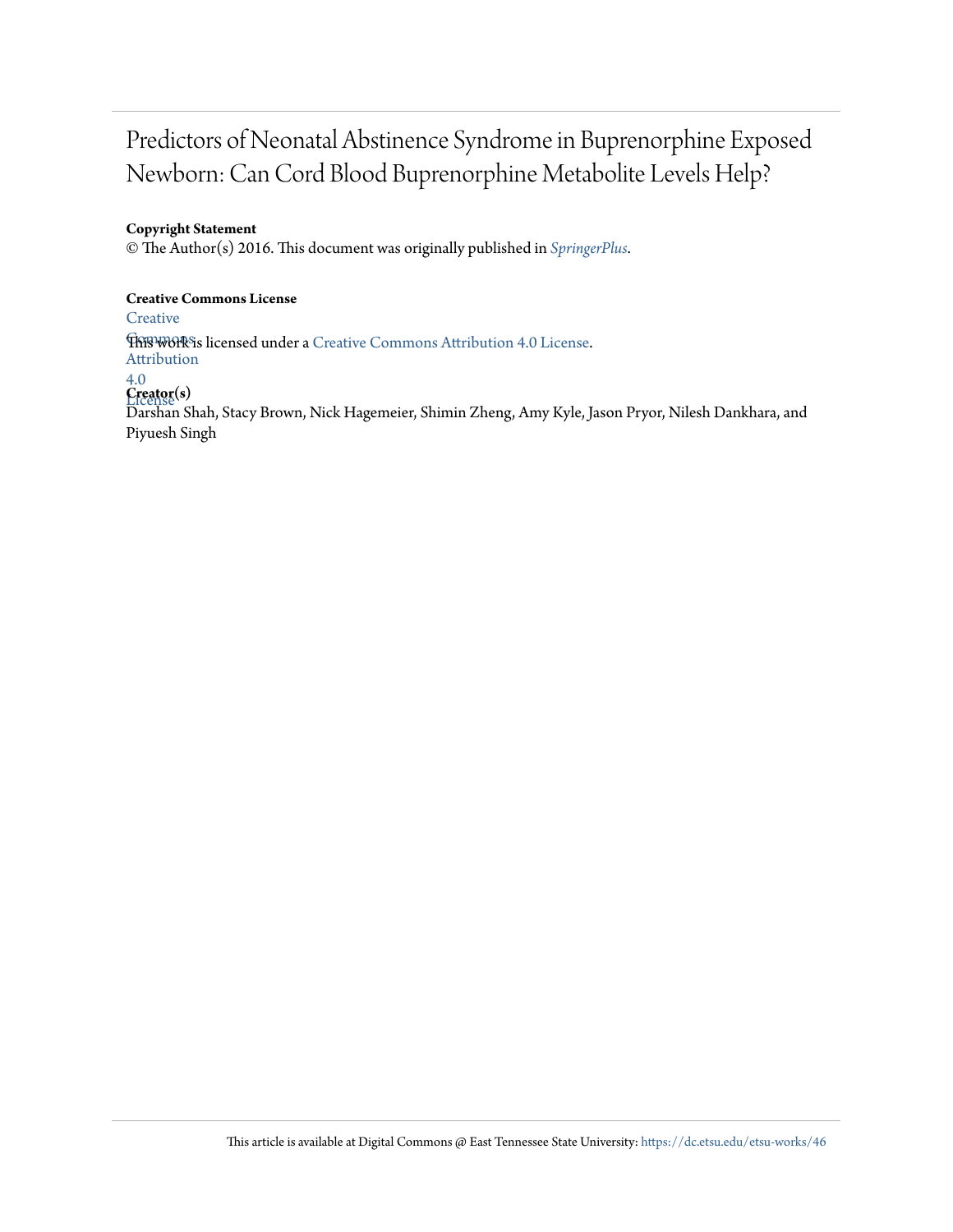# Predictors of Neonatal Abstinence Syndrome in Buprenorphine Exposed Newborn: Can Cord Blood Buprenorphine Metabolite Levels Help?

**Copyright Statement**

© The Author(s) 2016. This document was originally published in *SpringerPlus*.

**Creative Commons License**

This work is licensed under a Creative Commons Attribution 4.0 License.

**Creator(s)**

Darshan Shah, Stacy Brown, Nick Hagemeier, Shimin Zheng, Amy Kyle, Jason Pryor, Nilesh Dankhara, and Piyuesh Singh

This article is available at Digital Commons @ East Tennessee State University: https://dc.etsu.edu/etsu-works/46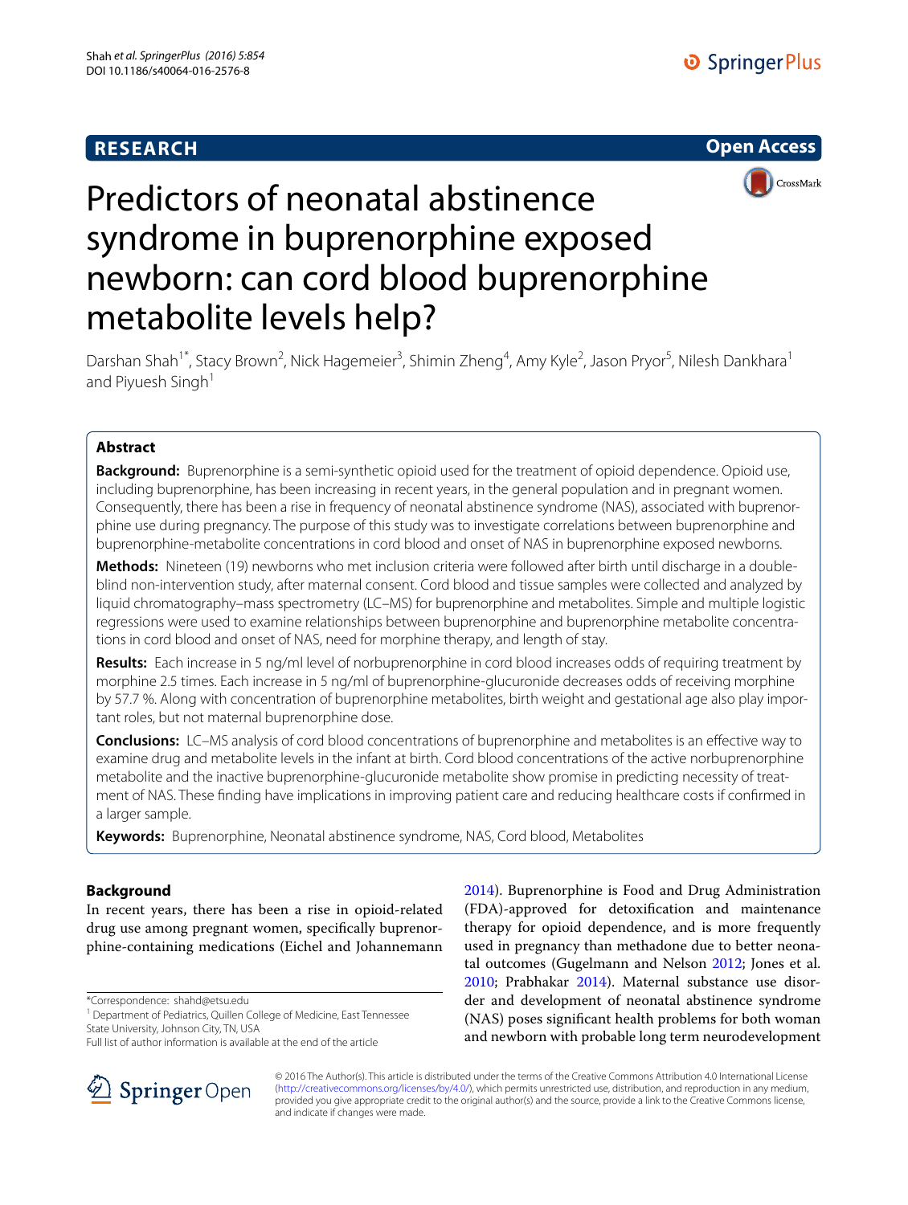# Predictors of neonatal abstinence syndrome in buprenorphine exposed newborn: can cord blood buprenorphine metabolite levels help?

Darshan Shah[1*], Stacy Brown[2], Nick Hagemeier[3], Shimin Zheng[4], Amy Kyle[2], Jason Pryor[5], Nilesh Dankhara[1] and Piyuesh Singh[1]

## Abstract

**Background:** Buprenorphine is a semi-synthetic opioid used for the treatment of opioid dependence. Opioid use, including buprenorphine, has been increasing in recent years, in the general population and in pregnant women. Consequently, there has been a rise in frequency of neonatal abstinence syndrome (NAS), associated with buprenorphine use during pregnancy. The purpose of this study was to investigate correlations between buprenorphine and buprenorphine-metabolite concentrations in cord blood and onset of NAS in buprenorphine exposed newborns.

**Methods:** Nineteen (19) newborns who met inclusion criteria were followed after birth until discharge in a double-blind non-intervention study, after maternal consent. Cord blood and tissue samples were collected and analyzed by liquid chromatography–mass spectrometry (LC–MS) for buprenorphine and metabolites. Simple and multiple logistic regressions were used to examine relationships between buprenorphine and buprenorphine metabolite concentrations in cord blood and onset of NAS, need for morphine therapy, and length of stay.

**Results:** Each increase in 5 ng/ml level of norbuprenorphine in cord blood increases odds of requiring treatment by morphine 2.5 times. Each increase in 5 ng/ml of buprenorphine-glucuronide decreases odds of receiving morphine by 57.7 %. Along with concentration of buprenorphine metabolites, birth weight and gestational age also play important roles, but not maternal buprenorphine dose.

**Conclusions:** LC–MS analysis of cord blood concentrations of buprenorphine and metabolites is an effective way to examine drug and metabolite levels in the infant at birth. Cord blood concentrations of the active norbuprenorphine metabolite and the inactive buprenorphine-glucuronide metabolite show promise in predicting necessity of treatment of NAS. These finding have implications in improving patient care and reducing healthcare costs if confirmed in a larger sample.

**Keywords:** Buprenorphine, Neonatal abstinence syndrome, NAS, Cord blood, Metabolites

## Background

In recent years, there has been a rise in opioid-related drug use among pregnant women, specifically buprenorphine-containing medications (Eichel and Johannemann 2014). Buprenorphine is Food and Drug Administration (FDA)-approved for detoxification and maintenance therapy for opioid dependence, and is more frequently used in pregnancy than methadone due to better neonatal outcomes (Gugelmann and Nelson 2012; Jones et al. 2010; Prabhakar 2014). Maternal substance use disorder and development of neonatal abstinence syndrome (NAS) poses significant health problems for both woman and newborn with probable long term neurodevelopment

*Correspondence: shahd@etsu.edu
[1] Department of Pediatrics, Quillen College of Medicine, East Tennessee State University, Johnson City, TN, USA
Full list of author information is available at the end of the article

© 2016 The Author(s). This article is distributed under the terms of the Creative Commons Attribution 4.0 International License (http://creativecommons.org/licenses/by/4.0/), which permits unrestricted use, distribution, and reproduction in any medium, provided you give appropriate credit to the original author(s) and the source, provide a link to the Creative Commons license, and indicate if changes were made.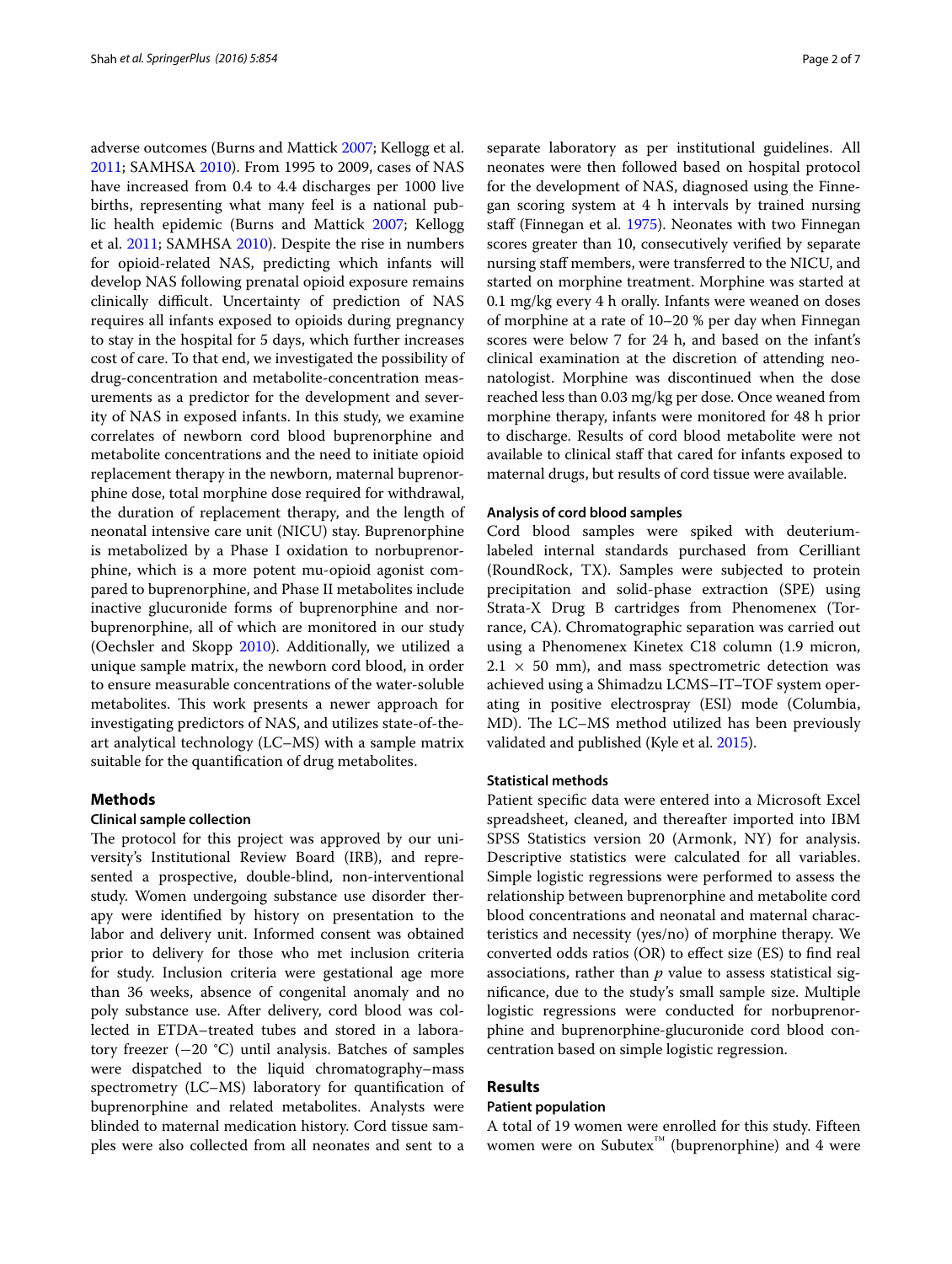adverse outcomes (Burns and Mattick 2007; Kellogg et al. 2011; SAMHSA 2010). From 1995 to 2009, cases of NAS have increased from 0.4 to 4.4 discharges per 1000 live births, representing what many feel is a national public health epidemic (Burns and Mattick 2007; Kellogg et al. 2011; SAMHSA 2010). Despite the rise in numbers for opioid-related NAS, predicting which infants will develop NAS following prenatal opioid exposure remains clinically difficult. Uncertainty of prediction of NAS requires all infants exposed to opioids during pregnancy to stay in the hospital for 5 days, which further increases cost of care. To that end, we investigated the possibility of drug-concentration and metabolite-concentration measurements as a predictor for the development and severity of NAS in exposed infants. In this study, we examine correlates of newborn cord blood buprenorphine and metabolite concentrations and the need to initiate opioid replacement therapy in the newborn, maternal buprenorphine dose, total morphine dose required for withdrawal, the duration of replacement therapy, and the length of neonatal intensive care unit (NICU) stay. Buprenorphine is metabolized by a Phase I oxidation to norbuprenorphine, which is a more potent mu-opioid agonist compared to buprenorphine, and Phase II metabolites include inactive glucuronide forms of buprenorphine and norbuprenorphine, all of which are monitored in our study (Oechsler and Skopp 2010). Additionally, we utilized a unique sample matrix, the newborn cord blood, in order to ensure measurable concentrations of the water-soluble metabolites. This work presents a newer approach for investigating predictors of NAS, and utilizes state-of-the-art analytical technology (LC–MS) with a sample matrix suitable for the quantification of drug metabolites.

## Methods

### Clinical sample collection

The protocol for this project was approved by our university's Institutional Review Board (IRB), and represented a prospective, double-blind, non-interventional study. Women undergoing substance use disorder therapy were identified by history on presentation to the labor and delivery unit. Informed consent was obtained prior to delivery for those who met inclusion criteria for study. Inclusion criteria were gestational age more than 36 weeks, absence of congenital anomaly and no poly substance use. After delivery, cord blood was collected in ETDA–treated tubes and stored in a laboratory freezer (−20 °C) until analysis. Batches of samples were dispatched to the liquid chromatography–mass spectrometry (LC–MS) laboratory for quantification of buprenorphine and related metabolites. Analysts were blinded to maternal medication history. Cord tissue samples were also collected from all neonates and sent to a separate laboratory as per institutional guidelines. All neonates were then followed based on hospital protocol for the development of NAS, diagnosed using the Finnegan scoring system at 4 h intervals by trained nursing staff (Finnegan et al. 1975). Neonates with two Finnegan scores greater than 10, consecutively verified by separate nursing staff members, were transferred to the NICU, and started on morphine treatment. Morphine was started at 0.1 mg/kg every 4 h orally. Infants were weaned on doses of morphine at a rate of 10–20 % per day when Finnegan scores were below 7 for 24 h, and based on the infant's clinical examination at the discretion of attending neonatologist. Morphine was discontinued when the dose reached less than 0.03 mg/kg per dose. Once weaned from morphine therapy, infants were monitored for 48 h prior to discharge. Results of cord blood metabolite were not available to clinical staff that cared for infants exposed to maternal drugs, but results of cord tissue were available.

### Analysis of cord blood samples

Cord blood samples were spiked with deuterium-labeled internal standards purchased from Cerilliant (RoundRock, TX). Samples were subjected to protein precipitation and solid-phase extraction (SPE) using Strata-X Drug B cartridges from Phenomenex (Torrance, CA). Chromatographic separation was carried out using a Phenomenex Kinetex C18 column (1.9 micron, 2.1 × 50 mm), and mass spectrometric detection was achieved using a Shimadzu LCMS–IT–TOF system operating in positive electrospray (ESI) mode (Columbia, MD). The LC–MS method utilized has been previously validated and published (Kyle et al. 2015).

### Statistical methods

Patient specific data were entered into a Microsoft Excel spreadsheet, cleaned, and thereafter imported into IBM SPSS Statistics version 20 (Armonk, NY) for analysis. Descriptive statistics were calculated for all variables. Simple logistic regressions were performed to assess the relationship between buprenorphine and metabolite cord blood concentrations and neonatal and maternal characteristics and necessity (yes/no) of morphine therapy. We converted odds ratios (OR) to effect size (ES) to find real associations, rather than *p* value to assess statistical significance, due to the study's small sample size. Multiple logistic regressions were conducted for norbuprenorphine and buprenorphine-glucuronide cord blood concentration based on simple logistic regression.

## Results

### Patient population

A total of 19 women were enrolled for this study. Fifteen women were on Subutex™ (buprenorphine) and 4 were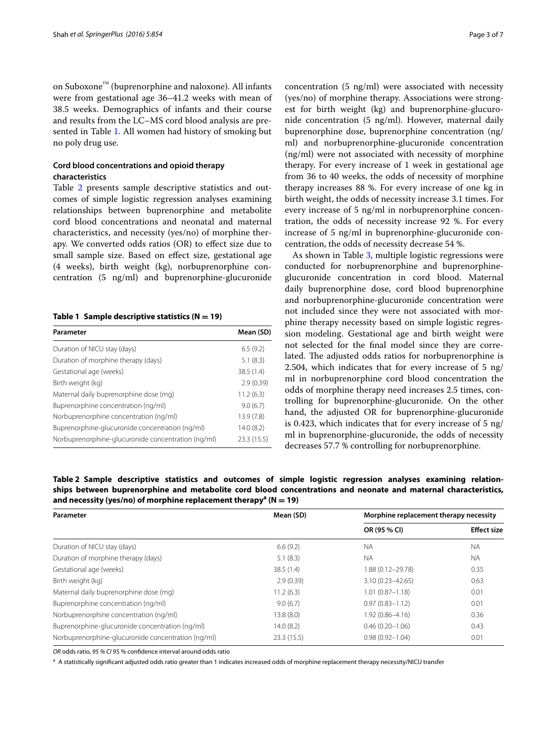on Suboxone™ (buprenorphine and naloxone). All infants were from gestational age 36–41.2 weeks with mean of 38.5 weeks. Demographics of infants and their course and results from the LC–MS cord blood analysis are presented in Table 1. All women had history of smoking but no poly drug use.

### Cord blood concentrations and opioid therapy characteristics

Table 2 presents sample descriptive statistics and outcomes of simple logistic regression analyses examining relationships between buprenorphine and metabolite cord blood concentrations and neonatal and maternal characteristics, and necessity (yes/no) of morphine therapy. We converted odds ratios (OR) to effect size due to small sample size. Based on effect size, gestational age (4 weeks), birth weight (kg), norbuprenorphine concentration (5 ng/ml) and buprenorphine-glucuronide concentration (5 ng/ml) were associated with necessity (yes/no) of morphine therapy. Associations were strongest for birth weight (kg) and buprenorphine-glucuronide concentration (5 ng/ml). However, maternal daily buprenorphine dose, buprenorphine concentration (ng/ml) and norbuprenorphine-glucuronide concentration (ng/ml) were not associated with necessity of morphine therapy. For every increase of 1 week in gestational age from 36 to 40 weeks, the odds of necessity of morphine therapy increases 88 %. For every increase of one kg in birth weight, the odds of necessity increase 3.1 times. For every increase of 5 ng/ml in norbuprenorphine concentration, the odds of necessity increase 92 %. For every increase of 5 ng/ml in buprenorphine-glucuronide concentration, the odds of necessity decrease 54 %.

As shown in Table 3, multiple logistic regressions were conducted for norbuprenorphine and buprenorphine-glucuronide concentration in cord blood. Maternal daily buprenorphine dose, cord blood buprenorphine and norbuprenorphine-glucuronide concentration were not included since they were not associated with morphine therapy necessity based on simple logistic regression modeling. Gestational age and birth weight were not selected for the final model since they are correlated. The adjusted odds ratios for norbuprenorphine is 2.504, which indicates that for every increase of 5 ng/ml in norbuprenorphine cord blood concentration the odds of morphine therapy need increases 2.5 times, controlling for buprenorphine-glucuronide. On the other hand, the adjusted OR for buprenorphine-glucuronide is 0.423, which indicates that for every increase of 5 ng/ml in buprenorphine-glucuronide, the odds of necessity decreases 57.7 % controlling for norbuprenorphine.

**Table 1 Sample descriptive statistics (N = 19)**

| Parameter | Mean (SD) |
|---|---|
| Duration of NICU stay (days) | 6.5 (9.2) |
| Duration of morphine therapy (days) | 5.1 (8.3) |
| Gestational age (weeks) | 38.5 (1.4) |
| Birth weight (kg) | 2.9 (0.39) |
| Maternal daily buprenorphine dose (mg) | 11.2 (6.3) |
| Buprenorphine concentration (ng/ml) | 9.0 (6.7) |
| Norbuprenorphine concentration (ng/ml) | 13.9 (7.8) |
| Buprenorphine-glucuronide concentration (ng/ml) | 14.0 (8.2) |
| Norbuprenorphine-glucuronide concentration (ng/ml) | 23.3 (15.5) |

**Table 2 Sample descriptive statistics and outcomes of simple logistic regression analyses examining relationships between buprenorphine and metabolite cord blood concentrations and neonate and maternal characteristics, and necessity (yes/no) of morphine replacement therapy[a] (N = 19)**

| Parameter | Mean (SD) | Morphine replacement therapy necessity | |
|---|---|---|---|
| | | OR (95 % CI) | Effect size |
| Duration of NICU stay (days) | 6.6 (9.2) | NA | NA |
| Duration of morphine therapy (days) | 5.1 (8.3) | NA | NA |
| Gestational age (weeks) | 38.5 (1.4) | 1.88 (0.12–29.78) | 0.35 |
| Birth weight (kg) | 2.9 (0.39) | 3.10 (0.23–42.65) | 0.63 |
| Maternal daily buprenorphine dose (mg) | 11.2 (6.3) | 1.01 (0.87–1.18) | 0.01 |
| Buprenorphine concentration (ng/ml) | 9.0 (6.7) | 0.97 (0.83–1.12) | 0.01 |
| Norbuprenorphine concentration (ng/ml) | 13.8 (8.0) | 1.92 (0.86–4.16) | 0.36 |
| Buprenorphine-glucuronide concentration (ng/ml) | 14.0 (8.2) | 0.46 (0.20–1.06) | 0.43 |
| Norbuprenorphine-glucuronide concentration (ng/ml) | 23.3 (15.5) | 0.98 (0.92–1.04) | 0.01 |

*OR* odds ratio, *95 % CI* 95 % confidence interval around odds ratio

[a] A statistically significant adjusted odds ratio greater than 1 indicates increased odds of morphine replacement therapy necessity/NICU transfer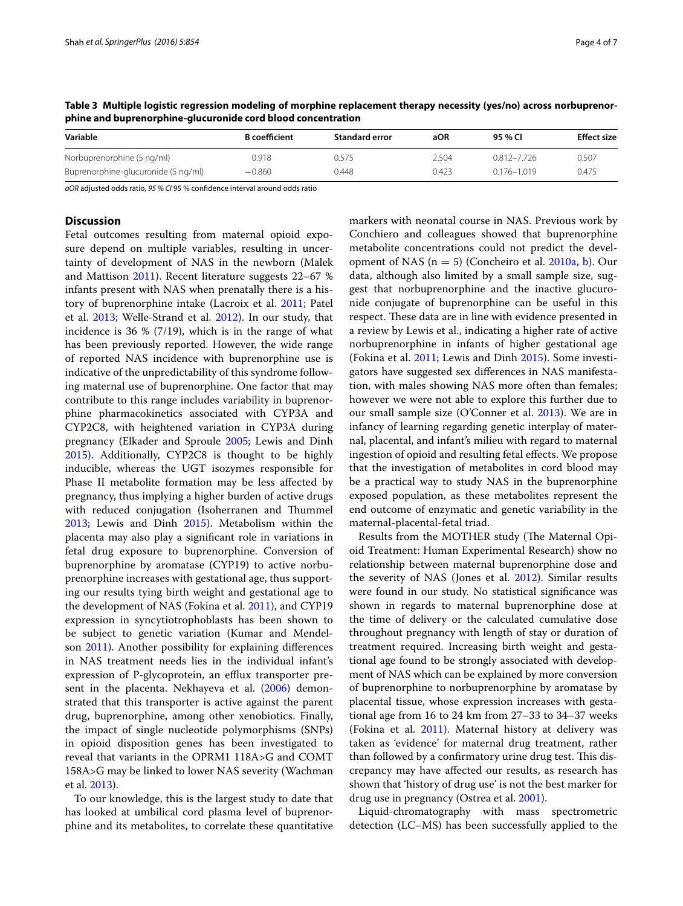**Table 3 Multiple logistic regression modeling of morphine replacement therapy necessity (yes/no) across norbuprenorphine and buprenorphine-glucuronide cord blood concentration**

| Variable | B coefficient | Standard error | aOR | 95 % CI | Effect size |
|---|---|---|---|---|---|
| Norbuprenorphine (5 ng/ml) | 0.918 | 0.575 | 2.504 | 0.812–7.726 | 0.507 |
| Buprenorphine-glucuronide (5 ng/ml) | −0.860 | 0.448 | 0.423 | 0.176–1.019 | 0.475 |

*aOR* adjusted odds ratio, *95 % CI* 95 % confidence interval around odds ratio

## Discussion

Fetal outcomes resulting from maternal opioid exposure depend on multiple variables, resulting in uncertainty of development of NAS in the newborn (Malek and Mattison 2011). Recent literature suggests 22–67 % infants present with NAS when prenatally there is a history of buprenorphine intake (Lacroix et al. 2011; Patel et al. 2013; Welle-Strand et al. 2012). In our study, that incidence is 36 % (7/19), which is in the range of what has been previously reported. However, the wide range of reported NAS incidence with buprenorphine use is indicative of the unpredictability of this syndrome following maternal use of buprenorphine. One factor that may contribute to this range includes variability in buprenorphine pharmacokinetics associated with CYP3A and CYP2C8, with heightened variation in CYP3A during pregnancy (Elkader and Sproule 2005; Lewis and Dinh 2015). Additionally, CYP2C8 is thought to be highly inducible, whereas the UGT isozymes responsible for Phase II metabolite formation may be less affected by pregnancy, thus implying a higher burden of active drugs with reduced conjugation (Isoherranen and Thummel 2013; Lewis and Dinh 2015). Metabolism within the placenta may also play a significant role in variations in fetal drug exposure to buprenorphine. Conversion of buprenorphine by aromatase (CYP19) to active norbuprenorphine increases with gestational age, thus supporting our results tying birth weight and gestational age to the development of NAS (Fokina et al. 2011), and CYP19 expression in syncytiotrophoblasts has been shown to be subject to genetic variation (Kumar and Mendelson 2011). Another possibility for explaining differences in NAS treatment needs lies in the individual infant's expression of P-glycoprotein, an efflux transporter present in the placenta. Nekhayeva et al. (2006) demonstrated that this transporter is active against the parent drug, buprenorphine, among other xenobiotics. Finally, the impact of single nucleotide polymorphisms (SNPs) in opioid disposition genes has been investigated to reveal that variants in the OPRM1 118A>G and COMT 158A>G may be linked to lower NAS severity (Wachman et al. 2013).

To our knowledge, this is the largest study to date that has looked at umbilical cord plasma level of buprenorphine and its metabolites, to correlate these quantitative markers with neonatal course in NAS. Previous work by Conchiero and colleagues showed that buprenorphine metabolite concentrations could not predict the development of NAS (n = 5) (Concheiro et al. 2010a, b). Our data, although also limited by a small sample size, suggest that norbuprenorphine and the inactive glucuronide conjugate of buprenorphine can be useful in this respect. These data are in line with evidence presented in a review by Lewis et al., indicating a higher rate of active norbuprenorphine in infants of higher gestational age (Fokina et al. 2011; Lewis and Dinh 2015). Some investigators have suggested sex differences in NAS manifestation, with males showing NAS more often than females; however we were not able to explore this further due to our small sample size (O'Conner et al. 2013). We are in infancy of learning regarding genetic interplay of maternal, placental, and infant's milieu with regard to maternal ingestion of opioid and resulting fetal effects. We propose that the investigation of metabolites in cord blood may be a practical way to study NAS in the buprenorphine exposed population, as these metabolites represent the end outcome of enzymatic and genetic variability in the maternal-placental-fetal triad.

Results from the MOTHER study (The Maternal Opioid Treatment: Human Experimental Research) show no relationship between maternal buprenorphine dose and the severity of NAS (Jones et al. 2012). Similar results were found in our study. No statistical significance was shown in regards to maternal buprenorphine dose at the time of delivery or the calculated cumulative dose throughout pregnancy with length of stay or duration of treatment required. Increasing birth weight and gestational age found to be strongly associated with development of NAS which can be explained by more conversion of buprenorphine to norbuprenorphine by aromatase by placental tissue, whose expression increases with gestational age from 16 to 24 km from 27–33 to 34–37 weeks (Fokina et al. 2011). Maternal history at delivery was taken as 'evidence' for maternal drug treatment, rather than followed by a confirmatory urine drug test. This discrepancy may have affected our results, as research has shown that 'history of drug use' is not the best marker for drug use in pregnancy (Ostrea et al. 2001).

Liquid-chromatography with mass spectrometric detection (LC–MS) has been successfully applied to the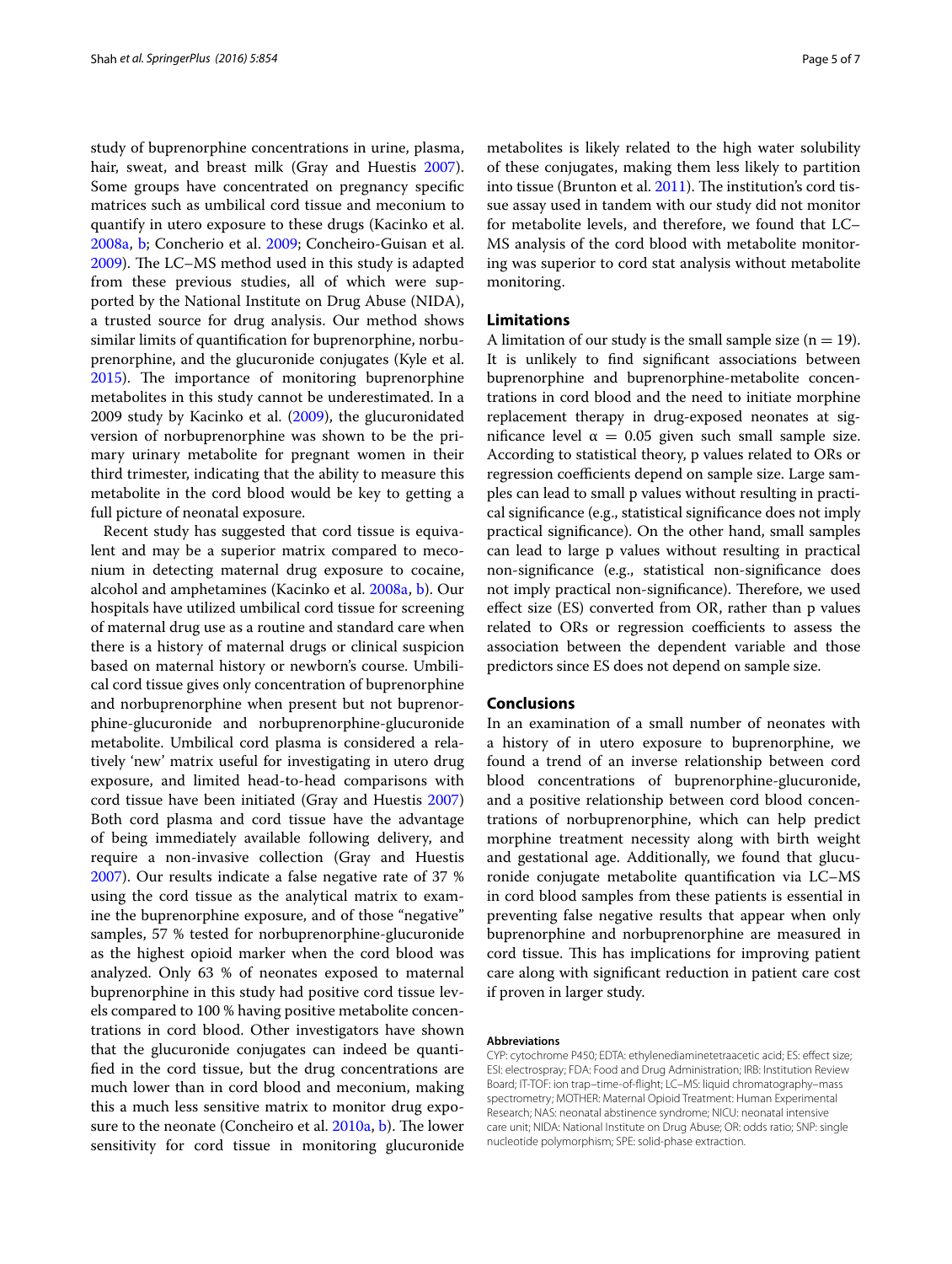study of buprenorphine concentrations in urine, plasma, hair, sweat, and breast milk (Gray and Huestis 2007). Some groups have concentrated on pregnancy specific matrices such as umbilical cord tissue and meconium to quantify in utero exposure to these drugs (Kacinko et al. 2008a, b; Concherio et al. 2009; Concheiro-Guisan et al. 2009). The LC–MS method used in this study is adapted from these previous studies, all of which were supported by the National Institute on Drug Abuse (NIDA), a trusted source for drug analysis. Our method shows similar limits of quantification for buprenorphine, norbuprenorphine, and the glucuronide conjugates (Kyle et al. 2015). The importance of monitoring buprenorphine metabolites in this study cannot be underestimated. In a 2009 study by Kacinko et al. (2009), the glucuronidated version of norbuprenorphine was shown to be the primary urinary metabolite for pregnant women in their third trimester, indicating that the ability to measure this metabolite in the cord blood would be key to getting a full picture of neonatal exposure.

Recent study has suggested that cord tissue is equivalent and may be a superior matrix compared to meconium in detecting maternal drug exposure to cocaine, alcohol and amphetamines (Kacinko et al. 2008a, b). Our hospitals have utilized umbilical cord tissue for screening of maternal drug use as a routine and standard care when there is a history of maternal drugs or clinical suspicion based on maternal history or newborn's course. Umbilical cord tissue gives only concentration of buprenorphine and norbuprenorphine when present but not buprenorphine-glucuronide and norbuprenorphine-glucuronide metabolite. Umbilical cord plasma is considered a relatively 'new' matrix useful for investigating in utero drug exposure, and limited head-to-head comparisons with cord tissue have been initiated (Gray and Huestis 2007) Both cord plasma and cord tissue have the advantage of being immediately available following delivery, and require a non-invasive collection (Gray and Huestis 2007). Our results indicate a false negative rate of 37 % using the cord tissue as the analytical matrix to examine the buprenorphine exposure, and of those "negative" samples, 57 % tested for norbuprenorphine-glucuronide as the highest opioid marker when the cord blood was analyzed. Only 63 % of neonates exposed to maternal buprenorphine in this study had positive cord tissue levels compared to 100 % having positive metabolite concentrations in cord blood. Other investigators have shown that the glucuronide conjugates can indeed be quantified in the cord tissue, but the drug concentrations are much lower than in cord blood and meconium, making this a much less sensitive matrix to monitor drug exposure to the neonate (Concheiro et al. 2010a, b). The lower sensitivity for cord tissue in monitoring glucuronide metabolites is likely related to the high water solubility of these conjugates, making them less likely to partition into tissue (Brunton et al. 2011). The institution's cord tissue assay used in tandem with our study did not monitor for metabolite levels, and therefore, we found that LC–MS analysis of the cord blood with metabolite monitoring was superior to cord stat analysis without metabolite monitoring.

## Limitations

A limitation of our study is the small sample size ($n = 19$). It is unlikely to find significant associations between buprenorphine and buprenorphine-metabolite concentrations in cord blood and the need to initiate morphine replacement therapy in drug-exposed neonates at significance level $\alpha = 0.05$ given such small sample size. According to statistical theory, p values related to ORs or regression coefficients depend on sample size. Large samples can lead to small p values without resulting in practical significance (e.g., statistical significance does not imply practical significance). On the other hand, small samples can lead to large p values without resulting in practical non-significance (e.g., statistical non-significance does not imply practical non-significance). Therefore, we used effect size (ES) converted from OR, rather than p values related to ORs or regression coefficients to assess the association between the dependent variable and those predictors since ES does not depend on sample size.

## Conclusions

In an examination of a small number of neonates with a history of in utero exposure to buprenorphine, we found a trend of an inverse relationship between cord blood concentrations of buprenorphine-glucuronide, and a positive relationship between cord blood concentrations of norbuprenorphine, which can help predict morphine treatment necessity along with birth weight and gestational age. Additionally, we found that glucuronide conjugate metabolite quantification via LC–MS in cord blood samples from these patients is essential in preventing false negative results that appear when only buprenorphine and norbuprenorphine are measured in cord tissue. This has implications for improving patient care along with significant reduction in patient care cost if proven in larger study.

#### Abbreviations

CYP: cytochrome P450; EDTA: ethylenediaminetetraacetic acid; ES: effect size; ESI: electrospray; FDA: Food and Drug Administration; IRB: Institution Review Board; IT-TOF: ion trap–time-of-flight; LC–MS: liquid chromatography–mass spectrometry; MOTHER: Maternal Opioid Treatment: Human Experimental Research; NAS: neonatal abstinence syndrome; NICU: neonatal intensive care unit; NIDA: National Institute on Drug Abuse; OR: odds ratio; SNP: single nucleotide polymorphism; SPE: solid-phase extraction.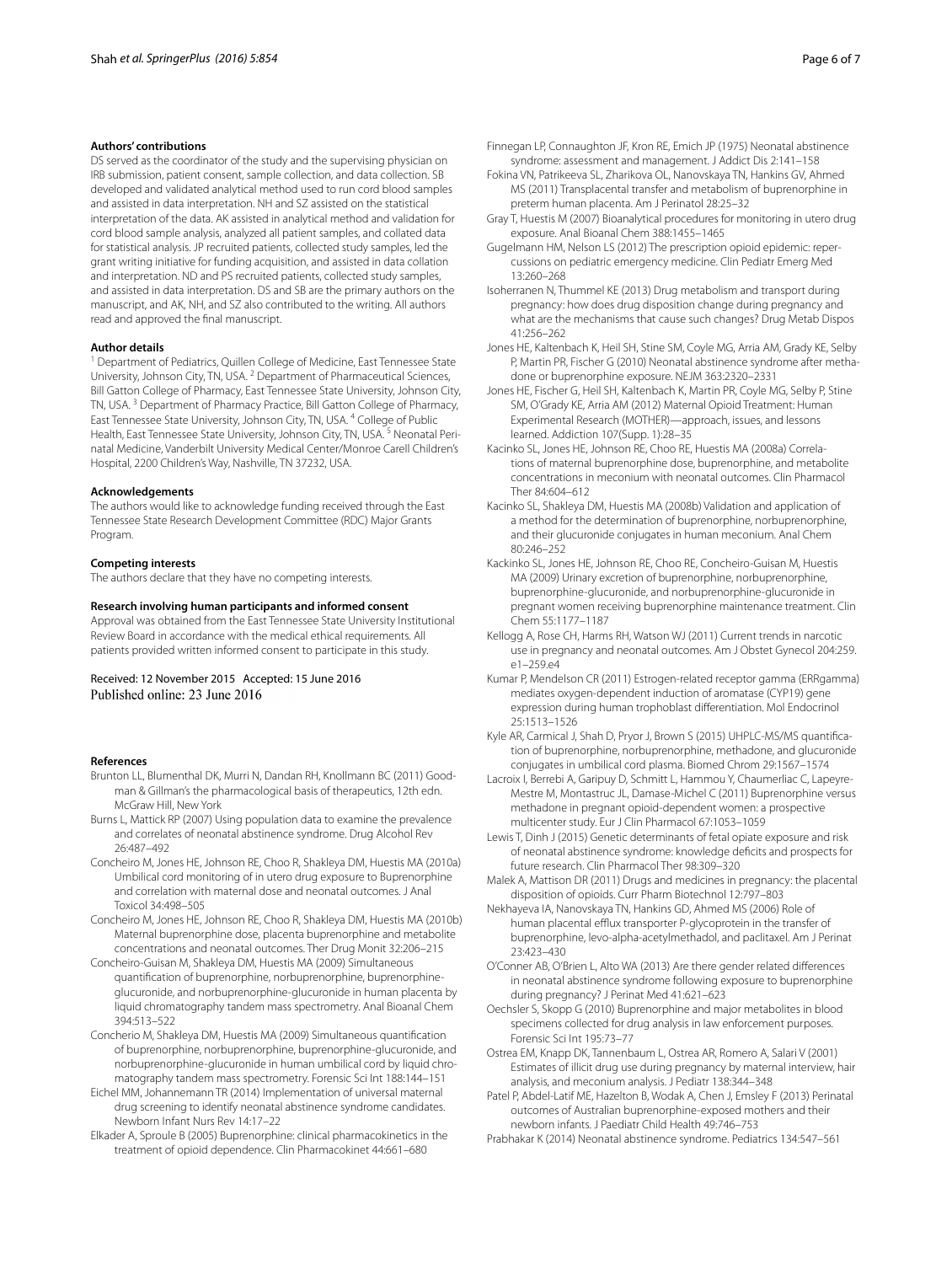#### Authors' contributions

DS served as the coordinator of the study and the supervising physician on IRB submission, patient consent, sample collection, and data collection. SB developed and validated analytical method used to run cord blood samples and assisted in data interpretation. NH and SZ assisted on the statistical interpretation of the data. AK assisted in analytical method and validation for cord blood sample analysis, analyzed all patient samples, and collated data for statistical analysis. JP recruited patients, collected study samples, led the grant writing initiative for funding acquisition, and assisted in data collation and interpretation. ND and PS recruited patients, collected study samples, and assisted in data interpretation. DS and SB are the primary authors on the manuscript, and AK, NH, and SZ also contributed to the writing. All authors read and approved the final manuscript.

#### Author details

[1] Department of Pediatrics, Quillen College of Medicine, East Tennessee State University, Johnson City, TN, USA. [2] Department of Pharmaceutical Sciences, Bill Gatton College of Pharmacy, East Tennessee State University, Johnson City, TN, USA. [3] Department of Pharmacy Practice, Bill Gatton College of Pharmacy, East Tennessee State University, Johnson City, TN, USA. [4] College of Public Health, East Tennessee State University, Johnson City, TN, USA. [5] Neonatal Perinatal Medicine, Vanderbilt University Medical Center/Monroe Carell Children's Hospital, 2200 Children's Way, Nashville, TN 37232, USA.

#### Acknowledgements

The authors would like to acknowledge funding received through the East Tennessee State Research Development Committee (RDC) Major Grants Program.

#### Competing interests

The authors declare that they have no competing interests.

#### Research involving human participants and informed consent

Approval was obtained from the East Tennessee State University Institutional Review Board in accordance with the medical ethical requirements. All patients provided written informed consent to participate in this study.

Received: 12 November 2015 Accepted: 15 June 2016
Published online: 23 June 2016

#### References

- Brunton LL, Blumenthal DK, Murri N, Dandan RH, Knollmann BC (2011) Goodman & Gillman's the pharmacological basis of therapeutics, 12th edn. McGraw Hill, New York
- Burns L, Mattick RP (2007) Using population data to examine the prevalence and correlates of neonatal abstinence syndrome. Drug Alcohol Rev 26:487–492
- Concheiro M, Jones HE, Johnson RE, Choo R, Shakleya DM, Huestis MA (2010a) Umbilical cord monitoring of in utero drug exposure to Buprenorphine and correlation with maternal dose and neonatal outcomes. J Anal Toxicol 34:498–505
- Concheiro M, Jones HE, Johnson RE, Choo R, Shakleya DM, Huestis MA (2010b) Maternal buprenorphine dose, placenta buprenorphine and metabolite concentrations and neonatal outcomes. Ther Drug Monit 32:206–215
- Concheiro-Guisan M, Shakleya DM, Huestis MA (2009) Simultaneous quantification of buprenorphine, norbuprenorphine, buprenorphine-glucuronide, and norbuprenorphine-glucuronide in human placenta by liquid chromatography tandem mass spectrometry. Anal Bioanal Chem 394:513–522
- Concherio M, Shakleya DM, Huestis MA (2009) Simultaneous quantification of buprenorphine, norbuprenorphine, buprenorphine-glucuronide, and norbuprenorphine-glucuronide in human umbilical cord by liquid chromatography tandem mass spectrometry. Forensic Sci Int 188:144–151
- Eichel MM, Johannemann TR (2014) Implementation of universal maternal drug screening to identify neonatal abstinence syndrome candidates. Newborn Infant Nurs Rev 14:17–22
- Elkader A, Sproule B (2005) Buprenorphine: clinical pharmacokinetics in the treatment of opioid dependence. Clin Pharmacokinet 44:661–680
- Finnegan LP, Connaughton JF, Kron RE, Emich JP (1975) Neonatal abstinence syndrome: assessment and management. J Addict Dis 2:141–158
- Fokina VN, Patrikeeva SL, Zharikova OL, Nanovskaya TN, Hankins GV, Ahmed MS (2011) Transplacental transfer and metabolism of buprenorphine in preterm human placenta. Am J Perinatol 28:25–32
- Gray T, Huestis M (2007) Bioanalytical procedures for monitoring in utero drug exposure. Anal Bioanal Chem 388:1455–1465
- Gugelmann HM, Nelson LS (2012) The prescription opioid epidemic: repercussions on pediatric emergency medicine. Clin Pediatr Emerg Med 13:260–268
- Isoherranen N, Thummel KE (2013) Drug metabolism and transport during pregnancy: how does drug disposition change during pregnancy and what are the mechanisms that cause such changes? Drug Metab Dispos 41:256–262
- Jones HE, Kaltenbach K, Heil SH, Stine SM, Coyle MG, Arria AM, Grady KE, Selby P, Martin PR, Fischer G (2010) Neonatal abstinence syndrome after methadone or buprenorphine exposure. NEJM 363:2320–2331
- Jones HE, Fischer G, Heil SH, Kaltenbach K, Martin PR, Coyle MG, Selby P, Stine SM, O'Grady KE, Arria AM (2012) Maternal Opioid Treatment: Human Experimental Research (MOTHER)—approach, issues, and lessons learned. Addiction 107(Supp. 1):28–35
- Kacinko SL, Jones HE, Johnson RE, Choo RE, Huestis MA (2008a) Correlations of maternal buprenorphine dose, buprenorphine, and metabolite concentrations in meconium with neonatal outcomes. Clin Pharmacol Ther 84:604–612
- Kacinko SL, Shakleya DM, Huestis MA (2008b) Validation and application of a method for the determination of buprenorphine, norbuprenorphine, and their glucuronide conjugates in human meconium. Anal Chem 80:246–252
- Kackinko SL, Jones HE, Johnson RE, Choo RE, Concheiro-Guisan M, Huestis MA (2009) Urinary excretion of buprenorphine, norbuprenorphine, buprenorphine-glucuronide, and norbuprenorphine-glucuronide in pregnant women receiving buprenorphine maintenance treatment. Clin Chem 55:1177–1187
- Kellogg A, Rose CH, Harms RH, Watson WJ (2011) Current trends in narcotic use in pregnancy and neonatal outcomes. Am J Obstet Gynecol 204:259.e1–259.e4
- Kumar P, Mendelson CR (2011) Estrogen-related receptor gamma (ERRgamma) mediates oxygen-dependent induction of aromatase (CYP19) gene expression during human trophoblast differentiation. Mol Endocrinol 25:1513–1526
- Kyle AR, Carmical J, Shah D, Pryor J, Brown S (2015) UHPLC-MS/MS quantification of buprenorphine, norbuprenorphine, methadone, and glucuronide conjugates in umbilical cord plasma. Biomed Chrom 29:1567–1574
- Lacroix I, Berrebi A, Garipuy D, Schmitt L, Hammou Y, Chaumerliac C, Lapeyre-Mestre M, Montastruc JL, Damase-Michel C (2011) Buprenorphine versus methadone in pregnant opioid-dependent women: a prospective multicenter study. Eur J Clin Pharmacol 67:1053–1059
- Lewis T, Dinh J (2015) Genetic determinants of fetal opiate exposure and risk of neonatal abstinence syndrome: knowledge deficits and prospects for future research. Clin Pharmacol Ther 98:309–320
- Malek A, Mattison DR (2011) Drugs and medicines in pregnancy: the placental disposition of opioids. Curr Pharm Biotechnol 12:797–803
- Nekhayeva IA, Nanovskaya TN, Hankins GD, Ahmed MS (2006) Role of human placental efflux transporter P-glycoprotein in the transfer of buprenorphine, levo-alpha-acetylmethadol, and paclitaxel. Am J Perinat 23:423–430
- O'Conner AB, O'Brien L, Alto WA (2013) Are there gender related differences in neonatal abstinence syndrome following exposure to buprenorphine during pregnancy? J Perinat Med 41:621–623
- Oechsler S, Skopp G (2010) Buprenorphine and major metabolites in blood specimens collected for drug analysis in law enforcement purposes. Forensic Sci Int 195:73–77
- Ostrea EM, Knapp DK, Tannenbaum L, Ostrea AR, Romero A, Salari V (2001) Estimates of illicit drug use during pregnancy by maternal interview, hair analysis, and meconium analysis. J Pediatr 138:344–348
- Patel P, Abdel-Latif ME, Hazelton B, Wodak A, Chen J, Emsley F (2013) Perinatal outcomes of Australian buprenorphine-exposed mothers and their newborn infants. J Paediatr Child Health 49:746–753
- Prabhakar K (2014) Neonatal abstinence syndrome. Pediatrics 134:547–561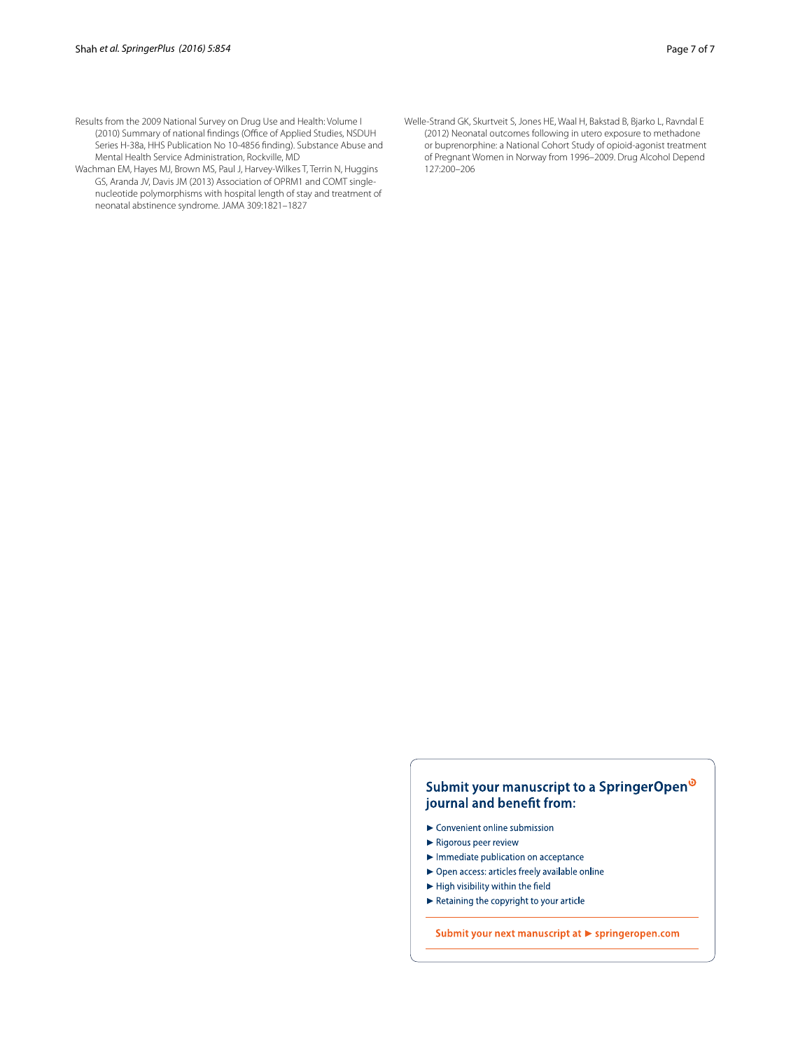Results from the 2009 National Survey on Drug Use and Health: Volume I (2010) Summary of national findings (Office of Applied Studies, NSDUH Series H-38a, HHS Publication No 10-4856 finding). Substance Abuse and Mental Health Service Administration, Rockville, MD

Wachman EM, Hayes MJ, Brown MS, Paul J, Harvey-Wilkes T, Terrin N, Huggins GS, Aranda JV, Davis JM (2013) Association of OPRM1 and COMT single-nucleotide polymorphisms with hospital length of stay and treatment of neonatal abstinence syndrome. JAMA 309:1821–1827

Welle-Strand GK, Skurtveit S, Jones HE, Waal H, Bakstad B, Bjarko L, Ravndal E (2012) Neonatal outcomes following in utero exposure to methadone or buprenorphine: a National Cohort Study of opioid-agonist treatment of Pregnant Women in Norway from 1996–2009. Drug Alcohol Depend 127:200–206

**Submit your manuscript to a SpringerOpen journal and benefit from:**

- ► Convenient online submission
- ► Rigorous peer review
- ► Immediate publication on acceptance
- ► Open access: articles freely available online
- ► High visibility within the field
- ► Retaining the copyright to your article

**Submit your next manuscript at ► springeropen.com**